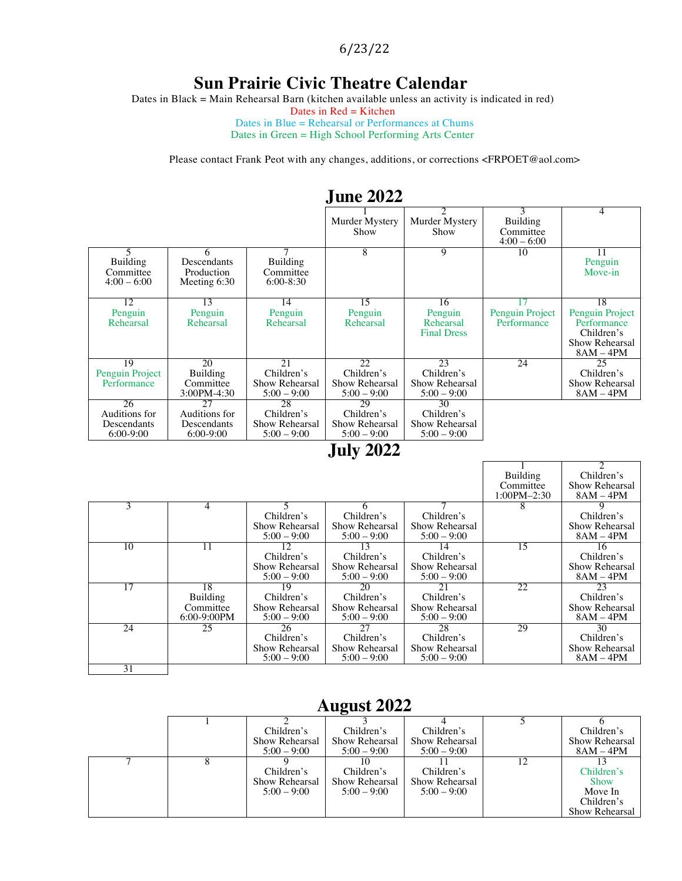6/23/22

# Sun Prairie Civic Theatre Calendar

Dates in Black = Main Rehearsal Barn (kitchen available unless an activity is indicated in red)
Dates in Red = Kitchen
Dates in Blue = Rehearsal or Performances at Chums
Dates in Green = High School Performing Arts Center

Please contact Frank Peot with any changes, additions, or corrections <FRPOET@aol.com>

## June 2022

| | | | | | | |
|---|---|---|---|---|---|---|
| | | | 1 Murder Mystery Show | 2 Murder Mystery Show | 3 Building Committee 4:00 – 6:00 | 4 |
| 5 Building Committee 4:00 – 6:00 | 6 Descendants Production Meeting 6:30 | 7 Building Committee 6:00-8:30 | 8 | 9 | 10 | 11 Penguin Move-in |
| 12 Penguin Rehearsal | 13 Penguin Rehearsal | 14 Penguin Rehearsal | 15 Penguin Rehearsal | 16 Penguin Rehearsal Final Dress | 17 Penguin Project Performance | 18 Penguin Project Performance Children's Show Rehearsal 8AM – 4PM |
| 19 Penguin Project Performance | 20 Building Committee 3:00PM-4:30 | 21 Children's Show Rehearsal 5:00 – 9:00 | 22 Children's Show Rehearsal 5:00 – 9:00 | 23 Children's Show Rehearsal 5:00 – 9:00 | 24 | 25 Children's Show Rehearsal 8AM – 4PM |
| 26 Auditions for Descendants 6:00-9:00 | 27 Auditions for Descendants 6:00-9:00 | 28 Children's Show Rehearsal 5:00 – 9:00 | 29 Children's Show Rehearsal 5:00 – 9:00 | 30 Children's Show Rehearsal 5:00 – 9:00 | | |

## July 2022

| | | | | | | |
|---|---|---|---|---|---|---|
| | | | | | 1 Building Committee 1:00PM–2:30 | 2 Children's Show Rehearsal 8AM – 4PM |
| 3 | 4 | 5 Children's Show Rehearsal 5:00 – 9:00 | 6 Children's Show Rehearsal 5:00 – 9:00 | 7 Children's Show Rehearsal 5:00 – 9:00 | 8 | 9 Children's Show Rehearsal 8AM – 4PM |
| 10 | 11 | 12 Children's Show Rehearsal 5:00 – 9:00 | 13 Children's Show Rehearsal 5:00 – 9:00 | 14 Children's Show Rehearsal 5:00 – 9:00 | 15 | 16 Children's Show Rehearsal 8AM – 4PM |
| 17 | 18 Building Committee 6:00-9:00PM | 19 Children's Show Rehearsal 5:00 – 9:00 | 20 Children's Show Rehearsal 5:00 – 9:00 | 21 Children's Show Rehearsal 5:00 – 9:00 | 22 | 23 Children's Show Rehearsal 8AM – 4PM |
| 24 | 25 | 26 Children's Show Rehearsal 5:00 – 9:00 | 27 Children's Show Rehearsal 5:00 – 9:00 | 28 Children's Show Rehearsal 5:00 – 9:00 | 29 | 30 Children's Show Rehearsal 8AM – 4PM |
| 31 | | | | | | |

## August 2022

| | | | | | | |
|---|---|---|---|---|---|---|
| | 1 | 2 Children's Show Rehearsal 5:00 – 9:00 | 3 Children's Show Rehearsal 5:00 – 9:00 | 4 Children's Show Rehearsal 5:00 – 9:00 | 5 | 6 Children's Show Rehearsal 8AM – 4PM |
| 7 | 8 | 9 Children's Show Rehearsal 5:00 – 9:00 | 10 Children's Show Rehearsal 5:00 – 9:00 | 11 Children's Show Rehearsal 5:00 – 9:00 | 12 | 13 Children's Show Move In Children's Show Rehearsal |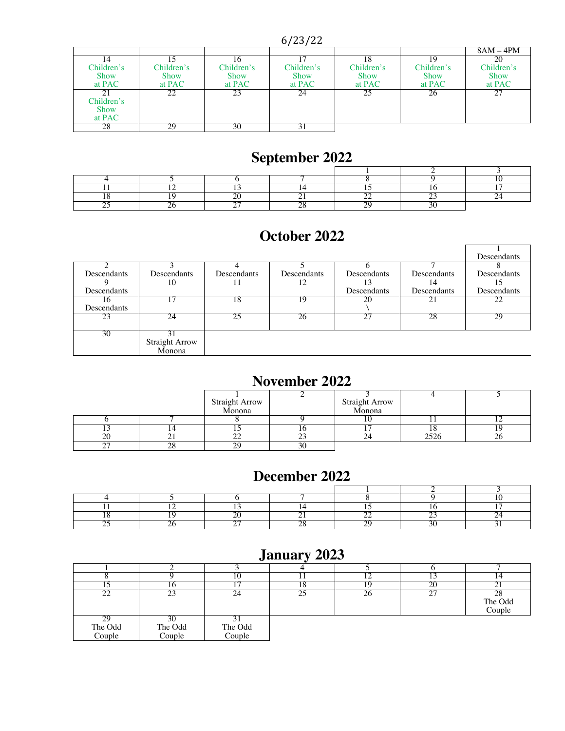| | | | | | | 8AM – 4PM |
|---|---|---|---|---|---|---|
| 14 Children's Show at PAC | 15 Children's Show at PAC | 16 Children's Show at PAC | 17 Children's Show at PAC | 18 Children's Show at PAC | 19 Children's Show at PAC | 20 Children's Show at PAC |
| 21 Children's Show at PAC | 22 | 23 | 24 | 25 | 26 | 27 |
| 28 | 29 | 30 | 31 | | | |

# September 2022

| | | | | | | |
|---|---|---|---|---|---|---|
| | | | | 1 | 2 | 3 |
| 4 | 5 | 6 | 7 | 8 | 9 | 10 |
| 11 | 12 | 13 | 14 | 15 | 16 | 17 |
| 18 | 19 | 20 | 21 | 22 | 23 | 24 |
| 25 | 26 | 27 | 28 | 29 | 30 | |

# October 2022

| | | | | | | |
|---|---|---|---|---|---|---|
| | | | | | | 1 Descendants |
| 2 Descendants | 3 Descendants | 4 Descendants | 5 Descendants | 6 Descendants | 7 Descendants | 8 Descendants |
| 9 Descendants | 10 | 11 | 12 | 13 Descendants | 14 Descendants | 15 Descendants |
| 16 Descendants | 17 | 18 | 19 | 20 \ | 21 | 22 |
| 23 | 24 | 25 | 26 | 27 | 28 | 29 |
| 30 | 31 Straight Arrow Monona | | | | | |

# November 2022

| | | | | | | |
|---|---|---|---|---|---|---|
| | | 1 Straight Arrow Monona | 2 | 3 Straight Arrow Monona | 4 | 5 |
| 6 | 7 | 8 | 9 | 10 | 11 | 12 |
| 13 | 14 | 15 | 16 | 17 | 18 | 19 |
| 20 | 21 | 22 | 23 | 24 | 2526 | 26 |
| 27 | 28 | 29 | 30 | | | |

# December 2022

| | | | | | | |
|---|---|---|---|---|---|---|
| | | | | 1 | 2 | 3 |
| 4 | 5 | 6 | 7 | 8 | 9 | 10 |
| 11 | 12 | 13 | 14 | 15 | 16 | 17 |
| 18 | 19 | 20 | 21 | 22 | 23 | 24 |
| 25 | 26 | 27 | 28 | 29 | 30 | 31 |

# January 2023

| | | | | | | |
|---|---|---|---|---|---|---|
| 1 | 2 | 3 | 4 | 5 | 6 | 7 |
| 8 | 9 | 10 | 11 | 12 | 13 | 14 |
| 15 | 16 | 17 | 18 | 19 | 20 | 21 |
| 22 | 23 | 24 | 25 | 26 | 27 | 28 The Odd Couple |
| 29 The Odd Couple | 30 The Odd Couple | 31 The Odd Couple | | | | |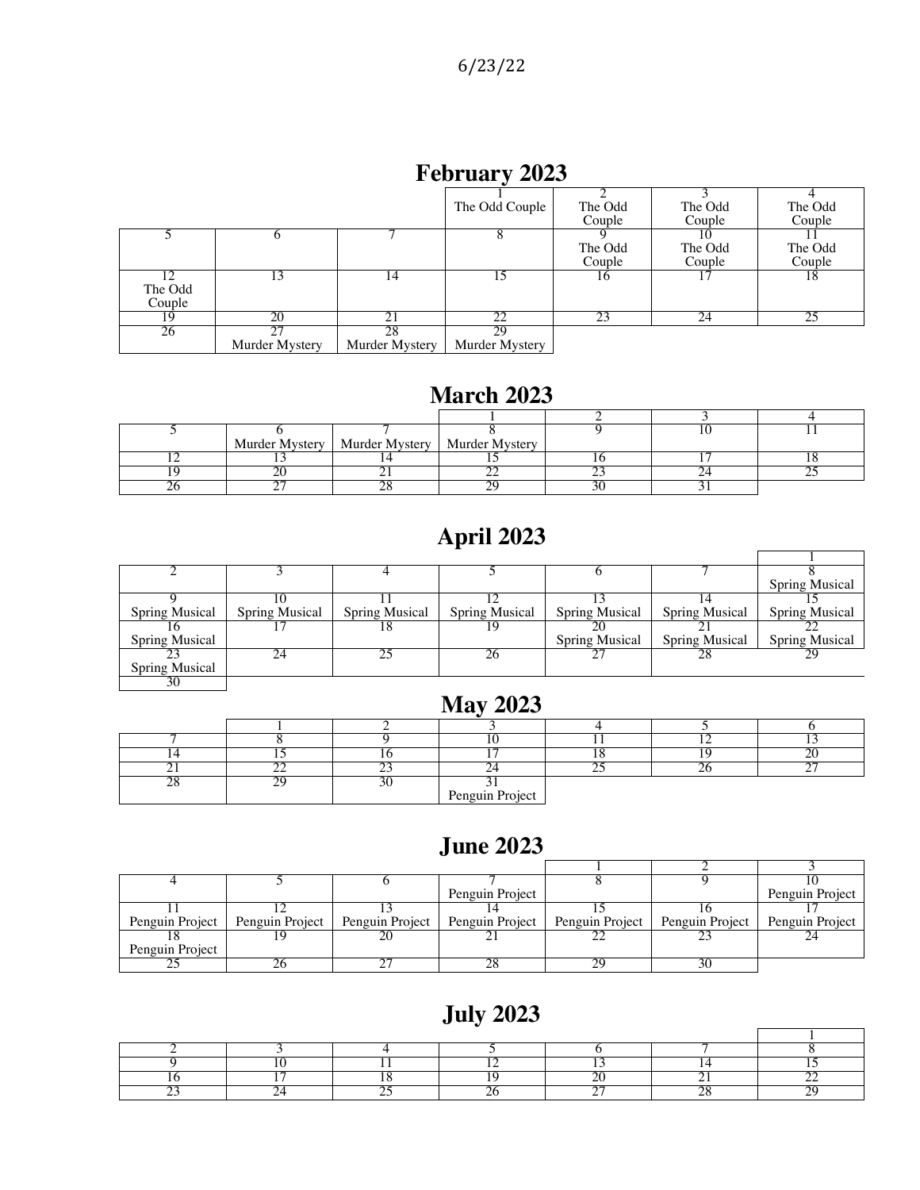## February 2023

| | | | 1<br>The Odd Couple | 2<br>The Odd Couple | 3<br>The Odd Couple | 4<br>The Odd Couple |
|---|---|---|---|---|---|---|
| 5 | 6 | 7 | 8 | 9<br>The Odd Couple | 10<br>The Odd Couple | 11<br>The Odd Couple |
| 12<br>The Odd Couple | 13 | 14 | 15 | 16 | 17 | 18 |
| 19 | 20 | 21 | 22 | 23 | 24 | 25 |
| 26 | 27<br>Murder Mystery | 28<br>Murder Mystery | 29<br>Murder Mystery | | | |

## March 2023

| | | | 1 | 2 | 3 | 4 |
|---|---|---|---|---|---|---|
| 5 | 6<br>Murder Mystery | 7<br>Murder Mystery | 8<br>Murder Mystery | 9 | 10 | 11 |
| 12 | 13 | 14 | 15 | 16 | 17 | 18 |
| 19 | 20 | 21 | 22 | 23 | 24 | 25 |
| 26 | 27 | 28 | 29 | 30 | 31 | |

## April 2023

| | | | | | | 1 |
|---|---|---|---|---|---|---|
| 2 | 3 | 4 | 5 | 6 | 7 | 8<br>Spring Musical |
| 9<br>Spring Musical | 10<br>Spring Musical | 11<br>Spring Musical | 12<br>Spring Musical | 13<br>Spring Musical | 14<br>Spring Musical | 15<br>Spring Musical |
| 16<br>Spring Musical | 17 | 18 | 19 | 20<br>Spring Musical | 21<br>Spring Musical | 22<br>Spring Musical |
| 23<br>Spring Musical | 24 | 25 | 26 | 27 | 28 | 29 |
| 30 | | | | | | |

## May 2023

| | 1 | 2 | 3 | 4 | 5 | 6 |
|---|---|---|---|---|---|---|
| 7 | 8 | 9 | 10 | 11 | 12 | 13 |
| 14 | 15 | 16 | 17 | 18 | 19 | 20 |
| 21 | 22 | 23 | 24 | 25 | 26 | 27 |
| 28 | 29 | 30 | 31<br>Penguin Project | | | |

## June 2023

| | | | | 1 | 2 | 3 |
|---|---|---|---|---|---|---|
| 4 | 5 | 6 | 7<br>Penguin Project | 8 | 9 | 10<br>Penguin Project |
| 11<br>Penguin Project | 12<br>Penguin Project | 13<br>Penguin Project | 14<br>Penguin Project | 15<br>Penguin Project | 16<br>Penguin Project | 17<br>Penguin Project |
| 18<br>Penguin Project | 19 | 20 | 21 | 22 | 23 | 24 |
| 25 | 26 | 27 | 28 | 29 | 30 | |

## July 2023

| | | | | | | 1 |
|---|---|---|---|---|---|---|
| 2 | 3 | 4 | 5 | 6 | 7 | 8 |
| 9 | 10 | 11 | 12 | 13 | 14 | 15 |
| 16 | 17 | 18 | 19 | 20 | 21 | 22 |
| 23 | 24 | 25 | 26 | 27 | 28 | 29 |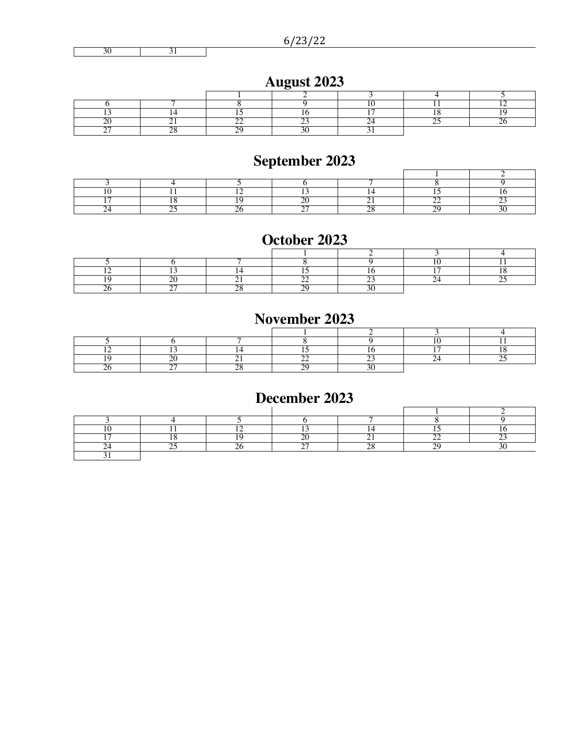| | | | | | | |
|---|---|---|---|---|---|---|
| 30 | 31 | | | | | |

# August 2023

| | | | | | | |
|---|---|---|---|---|---|---|
| | | 1 | 2 | 3 | 4 | 5 |
| 6 | 7 | 8 | 9 | 10 | 11 | 12 |
| 13 | 14 | 15 | 16 | 17 | 18 | 19 |
| 20 | 21 | 22 | 23 | 24 | 25 | 26 |
| 27 | 28 | 29 | 30 | 31 | | |

# September 2023

| | | | | | | |
|---|---|---|---|---|---|---|
| | | | | | 1 | 2 |
| 3 | 4 | 5 | 6 | 7 | 8 | 9 |
| 10 | 11 | 12 | 13 | 14 | 15 | 16 |
| 17 | 18 | 19 | 20 | 21 | 22 | 23 |
| 24 | 25 | 26 | 27 | 28 | 29 | 30 |

# October 2023

| | | | | | | |
|---|---|---|---|---|---|---|
| | | | 1 | 2 | 3 | 4 |
| 5 | 6 | 7 | 8 | 9 | 10 | 11 |
| 12 | 13 | 14 | 15 | 16 | 17 | 18 |
| 19 | 20 | 21 | 22 | 23 | 24 | 25 |
| 26 | 27 | 28 | 29 | 30 | | |

# November 2023

| | | | | | | |
|---|---|---|---|---|---|---|
| | | | 1 | 2 | 3 | 4 |
| 5 | 6 | 7 | 8 | 9 | 10 | 11 |
| 12 | 13 | 14 | 15 | 16 | 17 | 18 |
| 19 | 20 | 21 | 22 | 23 | 24 | 25 |
| 26 | 27 | 28 | 29 | 30 | | |

# December 2023

| | | | | | | |
|---|---|---|---|---|---|---|
| | | | | | 1 | 2 |
| 3 | 4 | 5 | 6 | 7 | 8 | 9 |
| 10 | 11 | 12 | 13 | 14 | 15 | 16 |
| 17 | 18 | 19 | 20 | 21 | 22 | 23 |
| 24 | 25 | 26 | 27 | 28 | 29 | 30 |
| 31 | | | | | | |